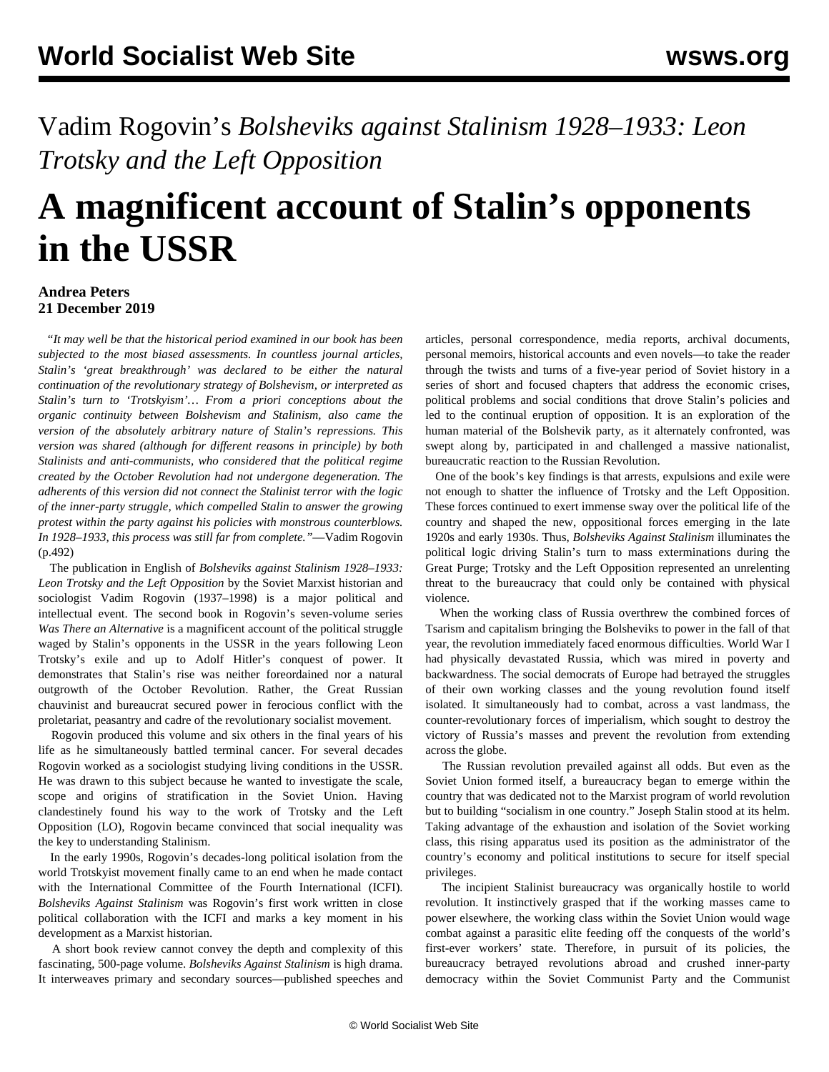Vadim Rogovin's *Bolsheviks against Stalinism 1928–1933: Leon Trotsky and the Left Opposition*

# A magnificent account of Stalin's opponents in the USSR

**Andrea Peters**
**21 December 2019**

*"It may well be that the historical period examined in our book has been subjected to the most biased assessments. In countless journal articles, Stalin's 'great breakthrough' was declared to be either the natural continuation of the revolutionary strategy of Bolshevism, or interpreted as Stalin's turn to 'Trotskyism'… From a priori conceptions about the organic continuity between Bolshevism and Stalinism, also came the version of the absolutely arbitrary nature of Stalin's repressions. This version was shared (although for different reasons in principle) by both Stalinists and anti-communists, who considered that the political regime created by the October Revolution had not undergone degeneration. The adherents of this version did not connect the Stalinist terror with the logic of the inner-party struggle, which compelled Stalin to answer the growing protest within the party against his policies with monstrous counterblows. In 1928–1933, this process was still far from complete."*—Vadim Rogovin (p.492)

The publication in English of *Bolsheviks against Stalinism 1928–1933: Leon Trotsky and the Left Opposition* by the Soviet Marxist historian and sociologist Vadim Rogovin (1937–1998) is a major political and intellectual event. The second book in Rogovin's seven-volume series *Was There an Alternative* is a magnificent account of the political struggle waged by Stalin's opponents in the USSR in the years following Leon Trotsky's exile and up to Adolf Hitler's conquest of power. It demonstrates that Stalin's rise was neither foreordained nor a natural outgrowth of the October Revolution. Rather, the Great Russian chauvinist and bureaucrat secured power in ferocious conflict with the proletariat, peasantry and cadre of the revolutionary socialist movement.

Rogovin produced this volume and six others in the final years of his life as he simultaneously battled terminal cancer. For several decades Rogovin worked as a sociologist studying living conditions in the USSR. He was drawn to this subject because he wanted to investigate the scale, scope and origins of stratification in the Soviet Union. Having clandestinely found his way to the work of Trotsky and the Left Opposition (LO), Rogovin became convinced that social inequality was the key to understanding Stalinism.

In the early 1990s, Rogovin's decades-long political isolation from the world Trotskyist movement finally came to an end when he made contact with the International Committee of the Fourth International (ICFI). *Bolsheviks Against Stalinism* was Rogovin's first work written in close political collaboration with the ICFI and marks a key moment in his development as a Marxist historian.

A short book review cannot convey the depth and complexity of this fascinating, 500-page volume. *Bolsheviks Against Stalinism* is high drama. It interweaves primary and secondary sources—published speeches and articles, personal correspondence, media reports, archival documents, personal memoirs, historical accounts and even novels—to take the reader through the twists and turns of a five-year period of Soviet history in a series of short and focused chapters that address the economic crises, political problems and social conditions that drove Stalin's policies and led to the continual eruption of opposition. It is an exploration of the human material of the Bolshevik party, as it alternately confronted, was swept along by, participated in and challenged a massive nationalist, bureaucratic reaction to the Russian Revolution.

One of the book's key findings is that arrests, expulsions and exile were not enough to shatter the influence of Trotsky and the Left Opposition. These forces continued to exert immense sway over the political life of the country and shaped the new, oppositional forces emerging in the late 1920s and early 1930s. Thus, *Bolsheviks Against Stalinism* illuminates the political logic driving Stalin's turn to mass exterminations during the Great Purge; Trotsky and the Left Opposition represented an unrelenting threat to the bureaucracy that could only be contained with physical violence.

When the working class of Russia overthrew the combined forces of Tsarism and capitalism bringing the Bolsheviks to power in the fall of that year, the revolution immediately faced enormous difficulties. World War I had physically devastated Russia, which was mired in poverty and backwardness. The social democrats of Europe had betrayed the struggles of their own working classes and the young revolution found itself isolated. It simultaneously had to combat, across a vast landmass, the counter-revolutionary forces of imperialism, which sought to destroy the victory of Russia's masses and prevent the revolution from extending across the globe.

The Russian revolution prevailed against all odds. But even as the Soviet Union formed itself, a bureaucracy began to emerge within the country that was dedicated not to the Marxist program of world revolution but to building "socialism in one country." Joseph Stalin stood at its helm. Taking advantage of the exhaustion and isolation of the Soviet working class, this rising apparatus used its position as the administrator of the country's economy and political institutions to secure for itself special privileges.

The incipient Stalinist bureaucracy was organically hostile to world revolution. It instinctively grasped that if the working masses came to power elsewhere, the working class within the Soviet Union would wage combat against a parasitic elite feeding off the conquests of the world's first-ever workers' state. Therefore, in pursuit of its policies, the bureaucracy betrayed revolutions abroad and crushed inner-party democracy within the Soviet Communist Party and the Communist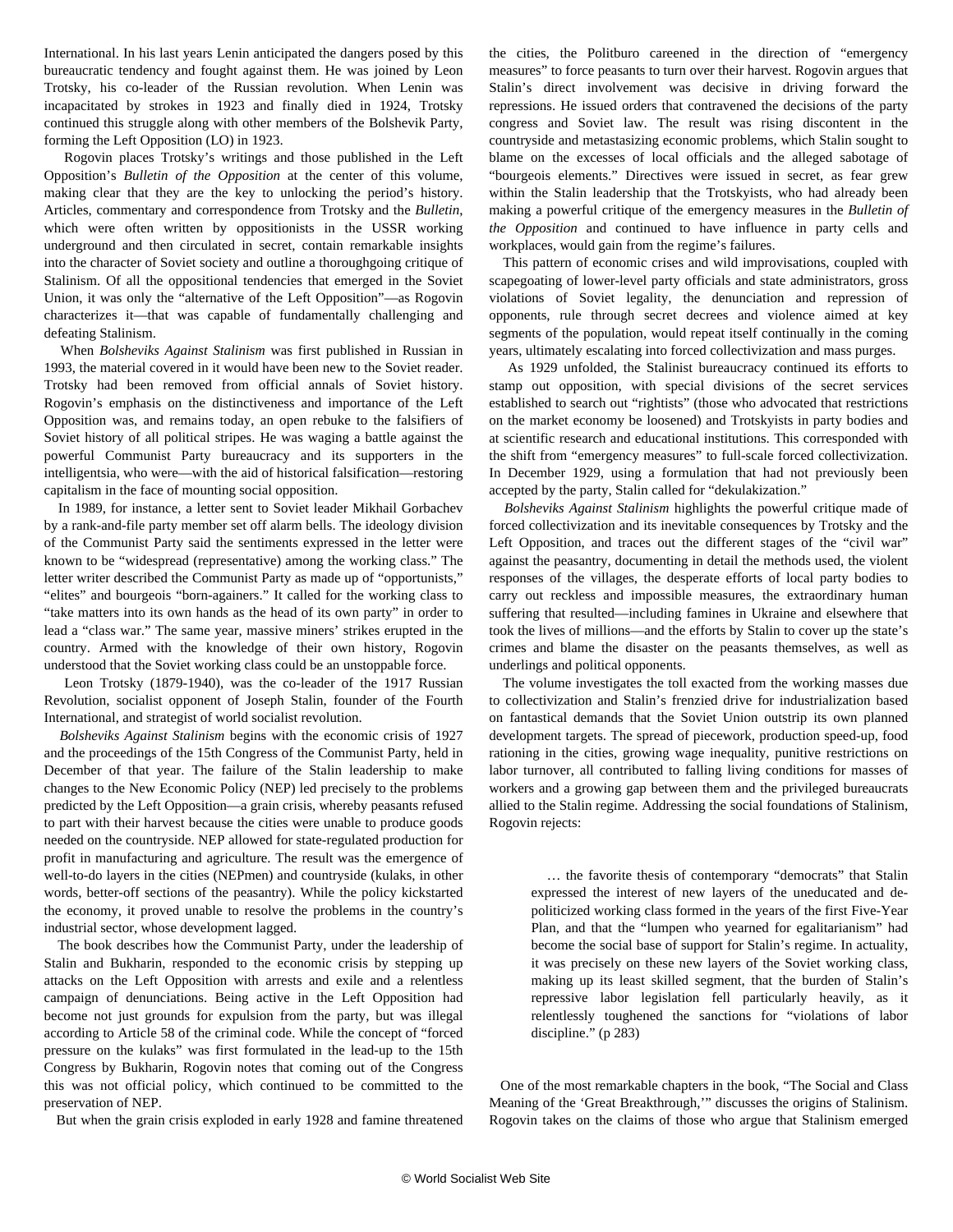International. In his last years Lenin anticipated the dangers posed by this bureaucratic tendency and fought against them. He was joined by Leon Trotsky, his co-leader of the Russian revolution. When Lenin was incapacitated by strokes in 1923 and finally died in 1924, Trotsky continued this struggle along with other members of the Bolshevik Party, forming the Left Opposition (LO) in 1923.

Rogovin places Trotsky's writings and those published in the Left Opposition's *Bulletin of the Opposition* at the center of this volume, making clear that they are the key to unlocking the period's history. Articles, commentary and correspondence from Trotsky and the *Bulletin*, which were often written by oppositionists in the USSR working underground and then circulated in secret, contain remarkable insights into the character of Soviet society and outline a thoroughgoing critique of Stalinism. Of all the oppositional tendencies that emerged in the Soviet Union, it was only the "alternative of the Left Opposition"—as Rogovin characterizes it—that was capable of fundamentally challenging and defeating Stalinism.

When *Bolsheviks Against Stalinism* was first published in Russian in 1993, the material covered in it would have been new to the Soviet reader. Trotsky had been removed from official annals of Soviet history. Rogovin's emphasis on the distinctiveness and importance of the Left Opposition was, and remains today, an open rebuke to the falsifiers of Soviet history of all political stripes. He was waging a battle against the powerful Communist Party bureaucracy and its supporters in the intelligentsia, who were—with the aid of historical falsification—restoring capitalism in the face of mounting social opposition.

In 1989, for instance, a letter sent to Soviet leader Mikhail Gorbachev by a rank-and-file party member set off alarm bells. The ideology division of the Communist Party said the sentiments expressed in the letter were known to be "widespread (representative) among the working class." The letter writer described the Communist Party as made up of "opportunists," "elites" and bourgeois "born-againers." It called for the working class to "take matters into its own hands as the head of its own party" in order to lead a "class war." The same year, massive miners' strikes erupted in the country. Armed with the knowledge of their own history, Rogovin understood that the Soviet working class could be an unstoppable force.

Leon Trotsky (1879-1940), was the co-leader of the 1917 Russian Revolution, socialist opponent of Joseph Stalin, founder of the Fourth International, and strategist of world socialist revolution.

*Bolsheviks Against Stalinism* begins with the economic crisis of 1927 and the proceedings of the 15th Congress of the Communist Party, held in December of that year. The failure of the Stalin leadership to make changes to the New Economic Policy (NEP) led precisely to the problems predicted by the Left Opposition—a grain crisis, whereby peasants refused to part with their harvest because the cities were unable to produce goods needed on the countryside. NEP allowed for state-regulated production for profit in manufacturing and agriculture. The result was the emergence of well-to-do layers in the cities (NEPmen) and countryside (kulaks, in other words, better-off sections of the peasantry). While the policy kickstarted the economy, it proved unable to resolve the problems in the country's industrial sector, whose development lagged.

The book describes how the Communist Party, under the leadership of Stalin and Bukharin, responded to the economic crisis by stepping up attacks on the Left Opposition with arrests and exile and a relentless campaign of denunciations. Being active in the Left Opposition had become not just grounds for expulsion from the party, but was illegal according to Article 58 of the criminal code. While the concept of "forced pressure on the kulaks" was first formulated in the lead-up to the 15th Congress by Bukharin, Rogovin notes that coming out of the Congress this was not official policy, which continued to be committed to the preservation of NEP.

But when the grain crisis exploded in early 1928 and famine threatened the cities, the Politburo careened in the direction of "emergency measures" to force peasants to turn over their harvest. Rogovin argues that Stalin's direct involvement was decisive in driving forward the repressions. He issued orders that contravened the decisions of the party congress and Soviet law. The result was rising discontent in the countryside and metastasizing economic problems, which Stalin sought to blame on the excesses of local officials and the alleged sabotage of "bourgeois elements." Directives were issued in secret, as fear grew within the Stalin leadership that the Trotskyists, who had already been making a powerful critique of the emergency measures in the *Bulletin of the Opposition* and continued to have influence in party cells and workplaces, would gain from the regime's failures.

This pattern of economic crises and wild improvisations, coupled with scapegoating of lower-level party officials and state administrators, gross violations of Soviet legality, the denunciation and repression of opponents, rule through secret decrees and violence aimed at key segments of the population, would repeat itself continually in the coming years, ultimately escalating into forced collectivization and mass purges.

As 1929 unfolded, the Stalinist bureaucracy continued its efforts to stamp out opposition, with special divisions of the secret services established to search out "rightists" (those who advocated that restrictions on the market economy be loosened) and Trotskyists in party bodies and at scientific research and educational institutions. This corresponded with the shift from "emergency measures" to full-scale forced collectivization. In December 1929, using a formulation that had not previously been accepted by the party, Stalin called for "dekulakization."

*Bolsheviks Against Stalinism* highlights the powerful critique made of forced collectivization and its inevitable consequences by Trotsky and the Left Opposition, and traces out the different stages of the "civil war" against the peasantry, documenting in detail the methods used, the violent responses of the villages, the desperate efforts of local party bodies to carry out reckless and impossible measures, the extraordinary human suffering that resulted—including famines in Ukraine and elsewhere that took the lives of millions—and the efforts by Stalin to cover up the state's crimes and blame the disaster on the peasants themselves, as well as underlings and political opponents.

The volume investigates the toll exacted from the working masses due to collectivization and Stalin's frenzied drive for industrialization based on fantastical demands that the Soviet Union outstrip its own planned development targets. The spread of piecework, production speed-up, food rationing in the cities, growing wage inequality, punitive restrictions on labor turnover, all contributed to falling living conditions for masses of workers and a growing gap between them and the privileged bureaucrats allied to the Stalin regime. Addressing the social foundations of Stalinism, Rogovin rejects:

> … the favorite thesis of contemporary "democrats" that Stalin expressed the interest of new layers of the uneducated and de-politicized working class formed in the years of the first Five-Year Plan, and that the "lumpen who yearned for egalitarianism" had become the social base of support for Stalin's regime. In actuality, it was precisely on these new layers of the Soviet working class, making up its least skilled segment, that the burden of Stalin's repressive labor legislation fell particularly heavily, as it relentlessly toughened the sanctions for "violations of labor discipline." (p 283)

One of the most remarkable chapters in the book, "The Social and Class Meaning of the 'Great Breakthrough,'" discusses the origins of Stalinism. Rogovin takes on the claims of those who argue that Stalinism emerged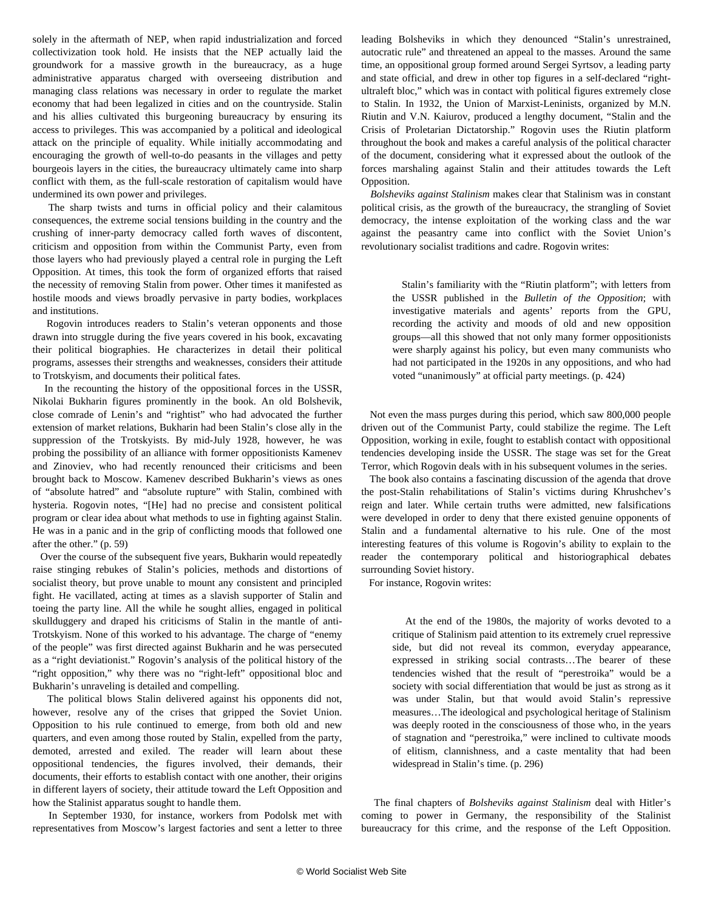solely in the aftermath of NEP, when rapid industrialization and forced collectivization took hold. He insists that the NEP actually laid the groundwork for a massive growth in the bureaucracy, as a huge administrative apparatus charged with overseeing distribution and managing class relations was necessary in order to regulate the market economy that had been legalized in cities and on the countryside. Stalin and his allies cultivated this burgeoning bureaucracy by ensuring its access to privileges. This was accompanied by a political and ideological attack on the principle of equality. While initially accommodating and encouraging the growth of well-to-do peasants in the villages and petty bourgeois layers in the cities, the bureaucracy ultimately came into sharp conflict with them, as the full-scale restoration of capitalism would have undermined its own power and privileges.

The sharp twists and turns in official policy and their calamitous consequences, the extreme social tensions building in the country and the crushing of inner-party democracy called forth waves of discontent, criticism and opposition from within the Communist Party, even from those layers who had previously played a central role in purging the Left Opposition. At times, this took the form of organized efforts that raised the necessity of removing Stalin from power. Other times it manifested as hostile moods and views broadly pervasive in party bodies, workplaces and institutions.

Rogovin introduces readers to Stalin's veteran opponents and those drawn into struggle during the five years covered in his book, excavating their political biographies. He characterizes in detail their political programs, assesses their strengths and weaknesses, considers their attitude to Trotskyism, and documents their political fates.

In the recounting the history of the oppositional forces in the USSR, Nikolai Bukharin figures prominently in the book. An old Bolshevik, close comrade of Lenin's and "rightist" who had advocated the further extension of market relations, Bukharin had been Stalin's close ally in the suppression of the Trotskyists. By mid-July 1928, however, he was probing the possibility of an alliance with former oppositionists Kamenev and Zinoviev, who had recently renounced their criticisms and been brought back to Moscow. Kamenev described Bukharin's views as ones of "absolute hatred" and "absolute rupture" with Stalin, combined with hysteria. Rogovin notes, "[He] had no precise and consistent political program or clear idea about what methods to use in fighting against Stalin. He was in a panic and in the grip of conflicting moods that followed one after the other." (p. 59)

Over the course of the subsequent five years, Bukharin would repeatedly raise stinging rebukes of Stalin's policies, methods and distortions of socialist theory, but prove unable to mount any consistent and principled fight. He vacillated, acting at times as a slavish supporter of Stalin and toeing the party line. All the while he sought allies, engaged in political skullduggery and draped his criticisms of Stalin in the mantle of anti-Trotskyism. None of this worked to his advantage. The charge of "enemy of the people" was first directed against Bukharin and he was persecuted as a "right deviationist." Rogovin's analysis of the political history of the "right opposition," why there was no "right-left" oppositional bloc and Bukharin's unraveling is detailed and compelling.

The political blows Stalin delivered against his opponents did not, however, resolve any of the crises that gripped the Soviet Union. Opposition to his rule continued to emerge, from both old and new quarters, and even among those routed by Stalin, expelled from the party, demoted, arrested and exiled. The reader will learn about these oppositional tendencies, the figures involved, their demands, their documents, their efforts to establish contact with one another, their origins in different layers of society, their attitude toward the Left Opposition and how the Stalinist apparatus sought to handle them.

In September 1930, for instance, workers from Podolsk met with representatives from Moscow's largest factories and sent a letter to three leading Bolsheviks in which they denounced "Stalin's unrestrained, autocratic rule" and threatened an appeal to the masses. Around the same time, an oppositional group formed around Sergei Syrtsov, a leading party and state official, and drew in other top figures in a self-declared "right-ultraleft bloc," which was in contact with political figures extremely close to Stalin. In 1932, the Union of Marxist-Leninists, organized by M.N. Riutin and V.N. Kaiurov, produced a lengthy document, "Stalin and the Crisis of Proletarian Dictatorship." Rogovin uses the Riutin platform throughout the book and makes a careful analysis of the political character of the document, considering what it expressed about the outlook of the forces marshaling against Stalin and their attitudes towards the Left Opposition.

*Bolsheviks against Stalinism* makes clear that Stalinism was in constant political crisis, as the growth of the bureaucracy, the strangling of Soviet democracy, the intense exploitation of the working class and the war against the peasantry came into conflict with the Soviet Union's revolutionary socialist traditions and cadre. Rogovin writes:

> Stalin's familiarity with the "Riutin platform"; with letters from the USSR published in the *Bulletin of the Opposition*; with investigative materials and agents' reports from the GPU, recording the activity and moods of old and new opposition groups—all this showed that not only many former oppositionists were sharply against his policy, but even many communists who had not participated in the 1920s in any oppositions, and who had voted "unanimously" at official party meetings. (p. 424)

Not even the mass purges during this period, which saw 800,000 people driven out of the Communist Party, could stabilize the regime. The Left Opposition, working in exile, fought to establish contact with oppositional tendencies developing inside the USSR. The stage was set for the Great Terror, which Rogovin deals with in his subsequent volumes in the series.

The book also contains a fascinating discussion of the agenda that drove the post-Stalin rehabilitations of Stalin's victims during Khrushchev's reign and later. While certain truths were admitted, new falsifications were developed in order to deny that there existed genuine opponents of Stalin and a fundamental alternative to his rule. One of the most interesting features of this volume is Rogovin's ability to explain to the reader the contemporary political and historiographical debates surrounding Soviet history.

For instance, Rogovin writes:

> At the end of the 1980s, the majority of works devoted to a critique of Stalinism paid attention to its extremely cruel repressive side, but did not reveal its common, everyday appearance, expressed in striking social contrasts…The bearer of these tendencies wished that the result of "perestroika" would be a society with social differentiation that would be just as strong as it was under Stalin, but that would avoid Stalin's repressive measures…The ideological and psychological heritage of Stalinism was deeply rooted in the consciousness of those who, in the years of stagnation and "perestroika," were inclined to cultivate moods of elitism, clannishness, and a caste mentality that had been widespread in Stalin's time. (p. 296)

The final chapters of *Bolsheviks against Stalinism* deal with Hitler's coming to power in Germany, the responsibility of the Stalinist bureaucracy for this crime, and the response of the Left Opposition.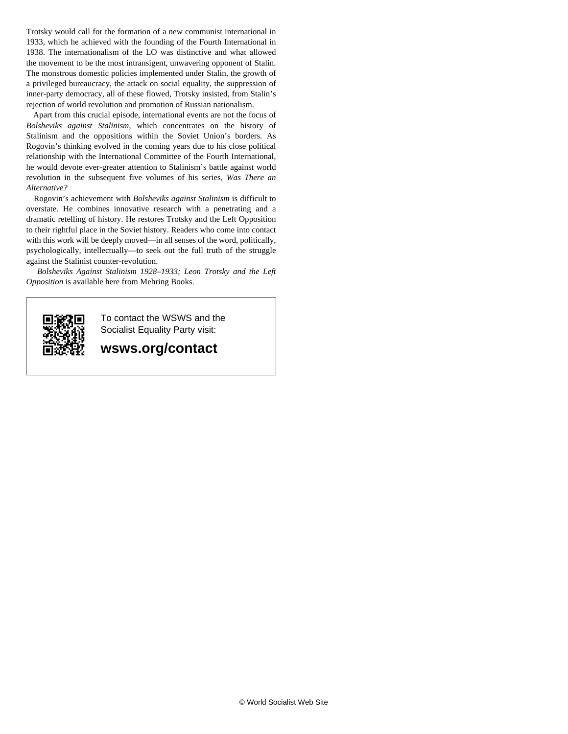Trotsky would call for the formation of a new communist international in 1933, which he achieved with the founding of the Fourth International in 1938. The internationalism of the LO was distinctive and what allowed the movement to be the most intransigent, unwavering opponent of Stalin. The monstrous domestic policies implemented under Stalin, the growth of a privileged bureaucracy, the attack on social equality, the suppression of inner-party democracy, all of these flowed, Trotsky insisted, from Stalin's rejection of world revolution and promotion of Russian nationalism.

Apart from this crucial episode, international events are not the focus of *Bolsheviks against Stalinism*, which concentrates on the history of Stalinism and the oppositions within the Soviet Union's borders. As Rogovin's thinking evolved in the coming years due to his close political relationship with the International Committee of the Fourth International, he would devote ever-greater attention to Stalinism's battle against world revolution in the subsequent five volumes of his series, *Was There an Alternative?*

Rogovin's achievement with *Bolsheviks against Stalinism* is difficult to overstate. He combines innovative research with a penetrating and a dramatic retelling of history. He restores Trotsky and the Left Opposition to their rightful place in the Soviet history. Readers who come into contact with this work will be deeply moved—in all senses of the word, politically, psychologically, intellectually—to seek out the full truth of the struggle against the Stalinist counter-revolution.

*Bolsheviks Against Stalinism 1928–1933; Leon Trotsky and the Left Opposition* is available here from Mehring Books.

To contact the WSWS and the Socialist Equality Party visit:

**wsws.org/contact**